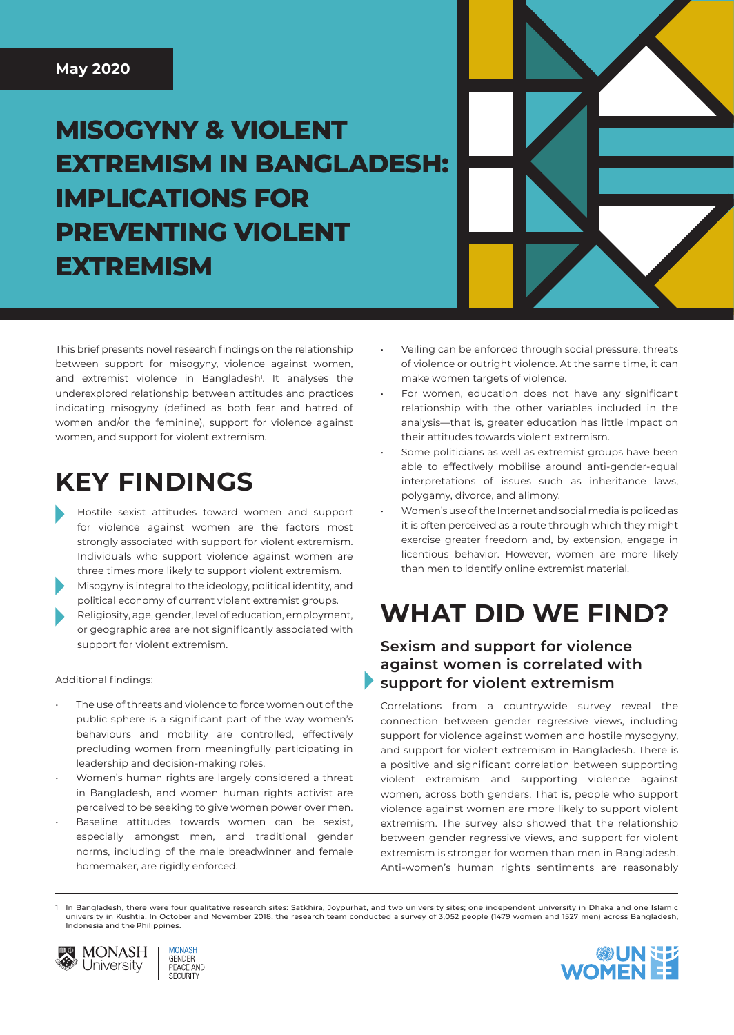May 2020

# MISOGYNY & VIOLENT EXTREMISM IN BANGLADESH: IMPLICATIONS FOR PREVENTING VIOLENT EXTREMISM

This brief presents novel research findings on the relationship between support for misogyny, violence against women, and extremist violence in Bangladesh[1]. It analyses the underexplored relationship between attitudes and practices indicating misogyny (defined as both fear and hatred of women and/or the feminine), support for violence against women, and support for violent extremism.

## KEY FINDINGS

- Hostile sexist attitudes toward women and support for violence against women are the factors most strongly associated with support for violent extremism. Individuals who support violence against women are three times more likely to support violent extremism.
- Misogyny is integral to the ideology, political identity, and political economy of current violent extremist groups.
- Religiosity, age, gender, level of education, employment, or geographic area are not significantly associated with support for violent extremism.

Additional findings:

- The use of threats and violence to force women out of the public sphere is a significant part of the way women's behaviours and mobility are controlled, effectively precluding women from meaningfully participating in leadership and decision-making roles.
- Women's human rights are largely considered a threat in Bangladesh, and women human rights activist are perceived to be seeking to give women power over men.
- Baseline attitudes towards women can be sexist, especially amongst men, and traditional gender norms, including of the male breadwinner and female homemaker, are rigidly enforced.
- Veiling can be enforced through social pressure, threats of violence or outright violence. At the same time, it can make women targets of violence.
- For women, education does not have any significant relationship with the other variables included in the analysis—that is, greater education has little impact on their attitudes towards violent extremism.
- Some politicians as well as extremist groups have been able to effectively mobilise around anti-gender-equal interpretations of issues such as inheritance laws, polygamy, divorce, and alimony.
- Women's use of the Internet and social media is policed as it is often perceived as a route through which they might exercise greater freedom and, by extension, engage in licentious behavior. However, women are more likely than men to identify online extremist material.

## WHAT DID WE FIND?

### Sexism and support for violence against women is correlated with support for violent extremism

Correlations from a countrywide survey reveal the connection between gender regressive views, including support for violence against women and hostile mysogyny, and support for violent extremism in Bangladesh. There is a positive and significant correlation between supporting violent extremism and supporting violence against women, across both genders. That is, people who support violence against women are more likely to support violent extremism. The survey also showed that the relationship between gender regressive views, and support for violent extremism is stronger for women than men in Bangladesh. Anti-women's human rights sentiments are reasonably

1 In Bangladesh, there were four qualitative research sites: Satkhira, Joypurhat, and two university sites; one independent university in Dhaka and one Islamic university in Kushtia. In October and November 2018, the research team conducted a survey of 3,052 people (1479 women and 1527 men) across Bangladesh, Indonesia and the Philippines.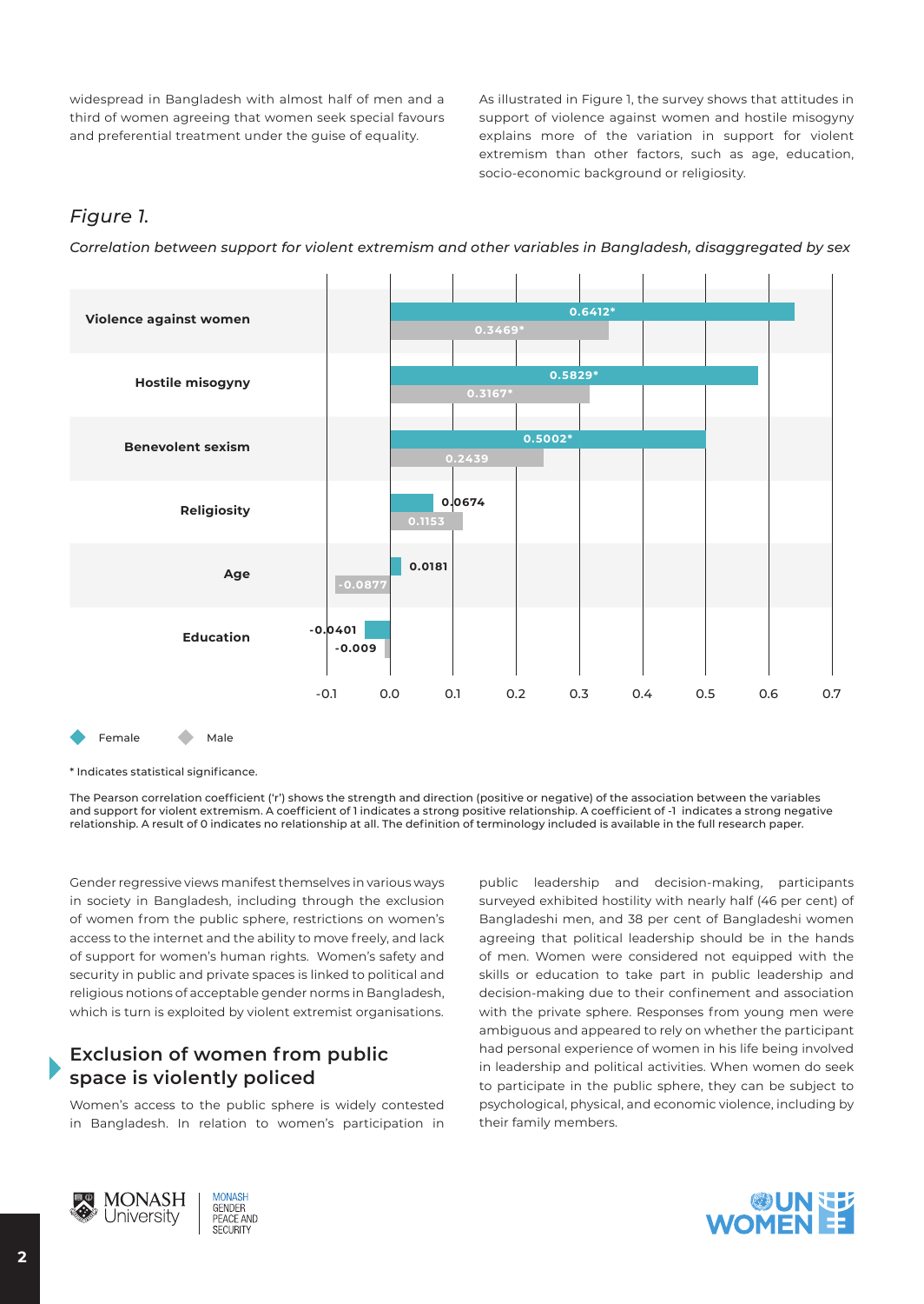widespread in Bangladesh with almost half of men and a third of women agreeing that women seek special favours and preferential treatment under the guise of equality.

As illustrated in Figure 1, the survey shows that attitudes in support of violence against women and hostile misogyny explains more of the variation in support for violent extremism than other factors, such as age, education, socio-economic background or religiosity.

*Figure 1.*

*Correlation between support for violent extremism and other variables in Bangladesh, disaggregated by sex*

| Variable | Female | Male |
|---|---|---|
| Violence against women | 0.6412* | 0.3469* |
| Hostile misogyny | 0.5829* | 0.3167* |
| Benevolent sexism | 0.5002* | 0.2439 |
| Religiosity | 0.0674 | 0.1153 |
| Age | 0.0181 | -0.0877 |
| Education | -0.0401 | -0.009 |

\* Indicates statistical significance.

The Pearson correlation coefficient ('r') shows the strength and direction (positive or negative) of the association between the variables and support for violent extremism. A coefficient of 1 indicates a strong positive relationship. A coefficient of -1 indicates a strong negative relationship. A result of 0 indicates no relationship at all. The definition of terminology included is available in the full research paper.

Gender regressive views manifest themselves in various ways in society in Bangladesh, including through the exclusion of women from the public sphere, restrictions on women's access to the internet and the ability to move freely, and lack of support for women's human rights. Women's safety and security in public and private spaces is linked to political and religious notions of acceptable gender norms in Bangladesh, which is turn is exploited by violent extremist organisations.

## Exclusion of women from public space is violently policed

Women's access to the public sphere is widely contested in Bangladesh. In relation to women's participation in public leadership and decision-making, participants surveyed exhibited hostility with nearly half (46 per cent) of Bangladeshi men, and 38 per cent of Bangladeshi women agreeing that political leadership should be in the hands of men. Women were considered not equipped with the skills or education to take part in public leadership and decision-making due to their confinement and association with the private sphere. Responses from young men were ambiguous and appeared to rely on whether the participant had personal experience of women in his life being involved in leadership and political activities. When women do seek to participate in the public sphere, they can be subject to psychological, physical, and economic violence, including by their family members.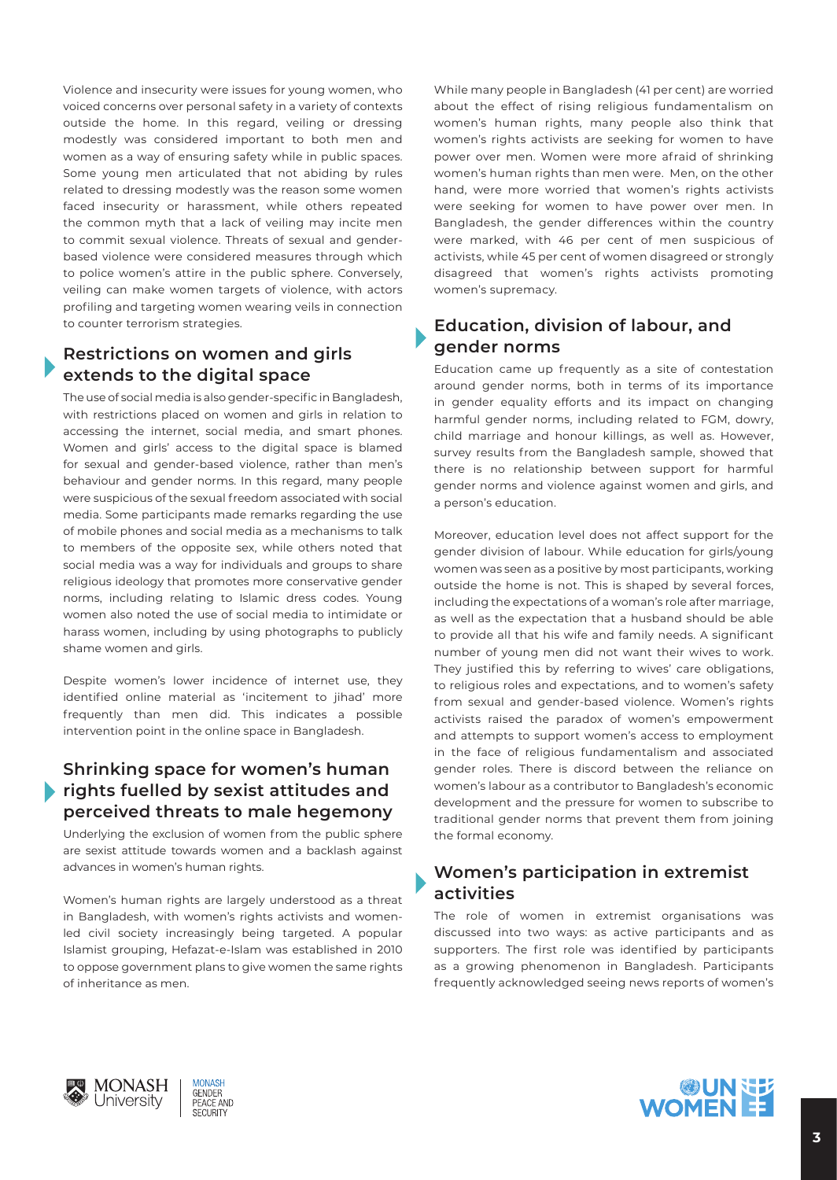Violence and insecurity were issues for young women, who voiced concerns over personal safety in a variety of contexts outside the home. In this regard, veiling or dressing modestly was considered important to both men and women as a way of ensuring safety while in public spaces. Some young men articulated that not abiding by rules related to dressing modestly was the reason some women faced insecurity or harassment, while others repeated the common myth that a lack of veiling may incite men to commit sexual violence. Threats of sexual and gender-based violence were considered measures through which to police women's attire in the public sphere. Conversely, veiling can make women targets of violence, with actors profiling and targeting women wearing veils in connection to counter terrorism strategies.

## Restrictions on women and girls extends to the digital space

The use of social media is also gender-specific in Bangladesh, with restrictions placed on women and girls in relation to accessing the internet, social media, and smart phones. Women and girls' access to the digital space is blamed for sexual and gender-based violence, rather than men's behaviour and gender norms. In this regard, many people were suspicious of the sexual freedom associated with social media. Some participants made remarks regarding the use of mobile phones and social media as a mechanisms to talk to members of the opposite sex, while others noted that social media was a way for individuals and groups to share religious ideology that promotes more conservative gender norms, including relating to Islamic dress codes. Young women also noted the use of social media to intimidate or harass women, including by using photographs to publicly shame women and girls.

Despite women's lower incidence of internet use, they identified online material as 'incitement to jihad' more frequently than men did. This indicates a possible intervention point in the online space in Bangladesh.

## Shrinking space for women's human rights fuelled by sexist attitudes and perceived threats to male hegemony

Underlying the exclusion of women from the public sphere are sexist attitude towards women and a backlash against advances in women's human rights.

Women's human rights are largely understood as a threat in Bangladesh, with women's rights activists and women-led civil society increasingly being targeted. A popular Islamist grouping, Hefazat-e-Islam was established in 2010 to oppose government plans to give women the same rights of inheritance as men.

While many people in Bangladesh (41 per cent) are worried about the effect of rising religious fundamentalism on women's human rights, many people also think that women's rights activists are seeking for women to have power over men. Women were more afraid of shrinking women's human rights than men were. Men, on the other hand, were more worried that women's rights activists were seeking for women to have power over men. In Bangladesh, the gender differences within the country were marked, with 46 per cent of men suspicious of activists, while 45 per cent of women disagreed or strongly disagreed that women's rights activists promoting women's supremacy.

## Education, division of labour, and gender norms

Education came up frequently as a site of contestation around gender norms, both in terms of its importance in gender equality efforts and its impact on changing harmful gender norms, including related to FGM, dowry, child marriage and honour killings, as well as. However, survey results from the Bangladesh sample, showed that there is no relationship between support for harmful gender norms and violence against women and girls, and a person's education.

Moreover, education level does not affect support for the gender division of labour. While education for girls/young women was seen as a positive by most participants, working outside the home is not. This is shaped by several forces, including the expectations of a woman's role after marriage, as well as the expectation that a husband should be able to provide all that his wife and family needs. A significant number of young men did not want their wives to work. They justified this by referring to wives' care obligations, to religious roles and expectations, and to women's safety from sexual and gender-based violence. Women's rights activists raised the paradox of women's empowerment and attempts to support women's access to employment in the face of religious fundamentalism and associated gender roles. There is discord between the reliance on women's labour as a contributor to Bangladesh's economic development and the pressure for women to subscribe to traditional gender norms that prevent them from joining the formal economy.

## Women's participation in extremist activities

The role of women in extremist organisations was discussed into two ways: as active participants and as supporters. The first role was identified by participants as a growing phenomenon in Bangladesh. Participants frequently acknowledged seeing news reports of women's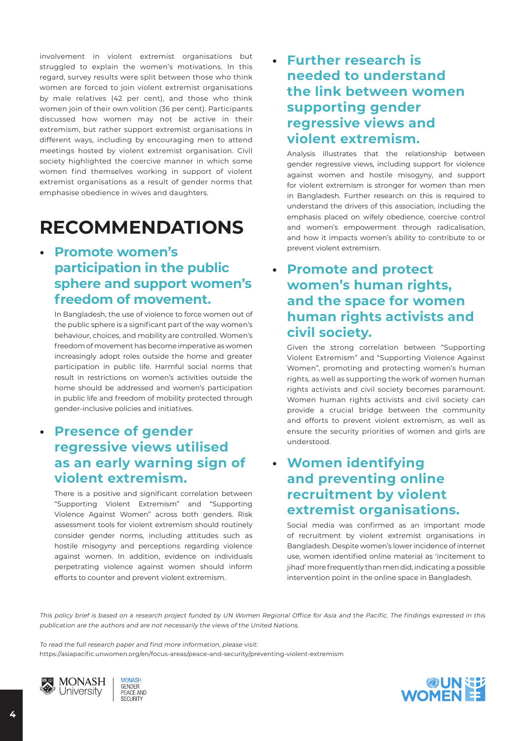involvement in violent extremist organisations but struggled to explain the women's motivations. In this regard, survey results were split between those who think women are forced to join violent extremist organisations by male relatives (42 per cent), and those who think women join of their own volition (36 per cent). Participants discussed how women may not be active in their extremism, but rather support extremist organisations in different ways, including by encouraging men to attend meetings hosted by violent extremist organisation. Civil society highlighted the coercive manner in which some women find themselves working in support of violent extremist organisations as a result of gender norms that emphasise obedience in wives and daughters.

# RECOMMENDATIONS

- ### Promote women's participation in the public sphere and support women's freedom of movement.

  In Bangladesh, the use of violence to force women out of the public sphere is a significant part of the way women's behaviour, choices, and mobility are controlled. Women's freedom of movement has become imperative as women increasingly adopt roles outside the home and greater participation in public life. Harmful social norms that result in restrictions on women's activities outside the home should be addressed and women's participation in public life and freedom of mobility protected through gender-inclusive policies and initiatives.

- ### Presence of gender regressive views utilised as an early warning sign of violent extremism.

  There is a positive and significant correlation between "Supporting Violent Extremism" and "Supporting Violence Against Women" across both genders. Risk assessment tools for violent extremism should routinely consider gender norms, including attitudes such as hostile misogyny and perceptions regarding violence against women. In addition, evidence on individuals perpetrating violence against women should inform efforts to counter and prevent violent extremism.

- ### Further research is needed to understand the link between women supporting gender regressive views and violent extremism.

  Analysis illustrates that the relationship between gender regressive views, including support for violence against women and hostile misogyny, and support for violent extremism is stronger for women than men in Bangladesh. Further research on this is required to understand the drivers of this association, including the emphasis placed on wifely obedience, coercive control and women's empowerment through radicalisation, and how it impacts women's ability to contribute to or prevent violent extremism.

- ### Promote and protect women's human rights, and the space for women human rights activists and civil society.

  Given the strong correlation between "Supporting Violent Extremism" and "Supporting Violence Against Women", promoting and protecting women's human rights, as well as supporting the work of women human rights activists and civil society becomes paramount. Women human rights activists and civil society can provide a crucial bridge between the community and efforts to prevent violent extremism, as well as ensure the security priorities of women and girls are understood.

- ### Women identifying and preventing online recruitment by violent extremist organisations.

  Social media was confirmed as an important mode of recruitment by violent extremist organisations in Bangladesh. Despite women's lower incidence of internet use, women identified online material as 'incitement to jihad' more frequently than men did, indicating a possible intervention point in the online space in Bangladesh.

*This policy brief is based on a research project funded by UN Women Regional Office for Asia and the Pacific. The findings expressed in this publication are the authors and are not necessarily the views of the United Nations.*

*To read the full research paper and find more information, please visit:*
https://asiapacific.unwomen.org/en/focus-areas/peace-and-security/preventing-violent-extremism

MONASH University | MONASH GENDER PEACE AND SECURITY

UN WOMEN